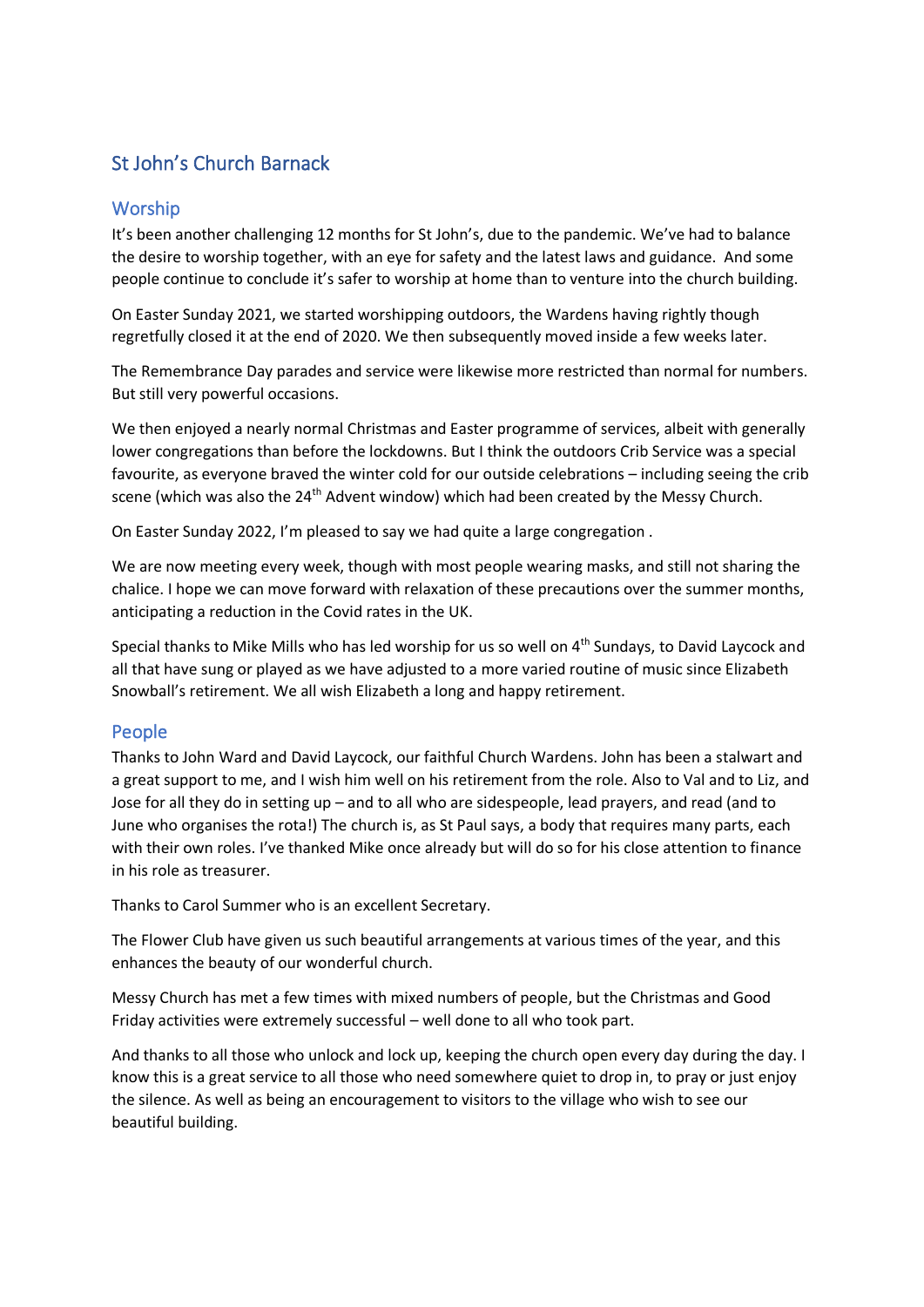# St John's Church Barnack

## Worship

It's been another challenging 12 months for St John's, due to the pandemic. We've had to balance the desire to worship together, with an eye for safety and the latest laws and guidance. And some people continue to conclude it's safer to worship at home than to venture into the church building.

On Easter Sunday 2021, we started worshipping outdoors, the Wardens having rightly though regretfully closed it at the end of 2020. We then subsequently moved inside a few weeks later.

The Remembrance Day parades and service were likewise more restricted than normal for numbers. But still very powerful occasions.

We then enjoyed a nearly normal Christmas and Easter programme of services, albeit with generally lower congregations than before the lockdowns. But I think the outdoors Crib Service was a special favourite, as everyone braved the winter cold for our outside celebrations – including seeing the crib scene (which was also the 24th Advent window) which had been created by the Messy Church.

On Easter Sunday 2022, I'm pleased to say we had quite a large congregation .

We are now meeting every week, though with most people wearing masks, and still not sharing the chalice. I hope we can move forward with relaxation of these precautions over the summer months, anticipating a reduction in the Covid rates in the UK.

Special thanks to Mike Mills who has led worship for us so well on 4th Sundays, to David Laycock and all that have sung or played as we have adjusted to a more varied routine of music since Elizabeth Snowball's retirement. We all wish Elizabeth a long and happy retirement.

## People

Thanks to John Ward and David Laycock, our faithful Church Wardens. John has been a stalwart and a great support to me, and I wish him well on his retirement from the role. Also to Val and to Liz, and Jose for all they do in setting up – and to all who are sidespeople, lead prayers, and read (and to June who organises the rota!) The church is, as St Paul says, a body that requires many parts, each with their own roles. I've thanked Mike once already but will do so for his close attention to finance in his role as treasurer.

Thanks to Carol Summer who is an excellent Secretary.

The Flower Club have given us such beautiful arrangements at various times of the year, and this enhances the beauty of our wonderful church.

Messy Church has met a few times with mixed numbers of people, but the Christmas and Good Friday activities were extremely successful – well done to all who took part.

And thanks to all those who unlock and lock up, keeping the church open every day during the day. I know this is a great service to all those who need somewhere quiet to drop in, to pray or just enjoy the silence. As well as being an encouragement to visitors to the village who wish to see our beautiful building.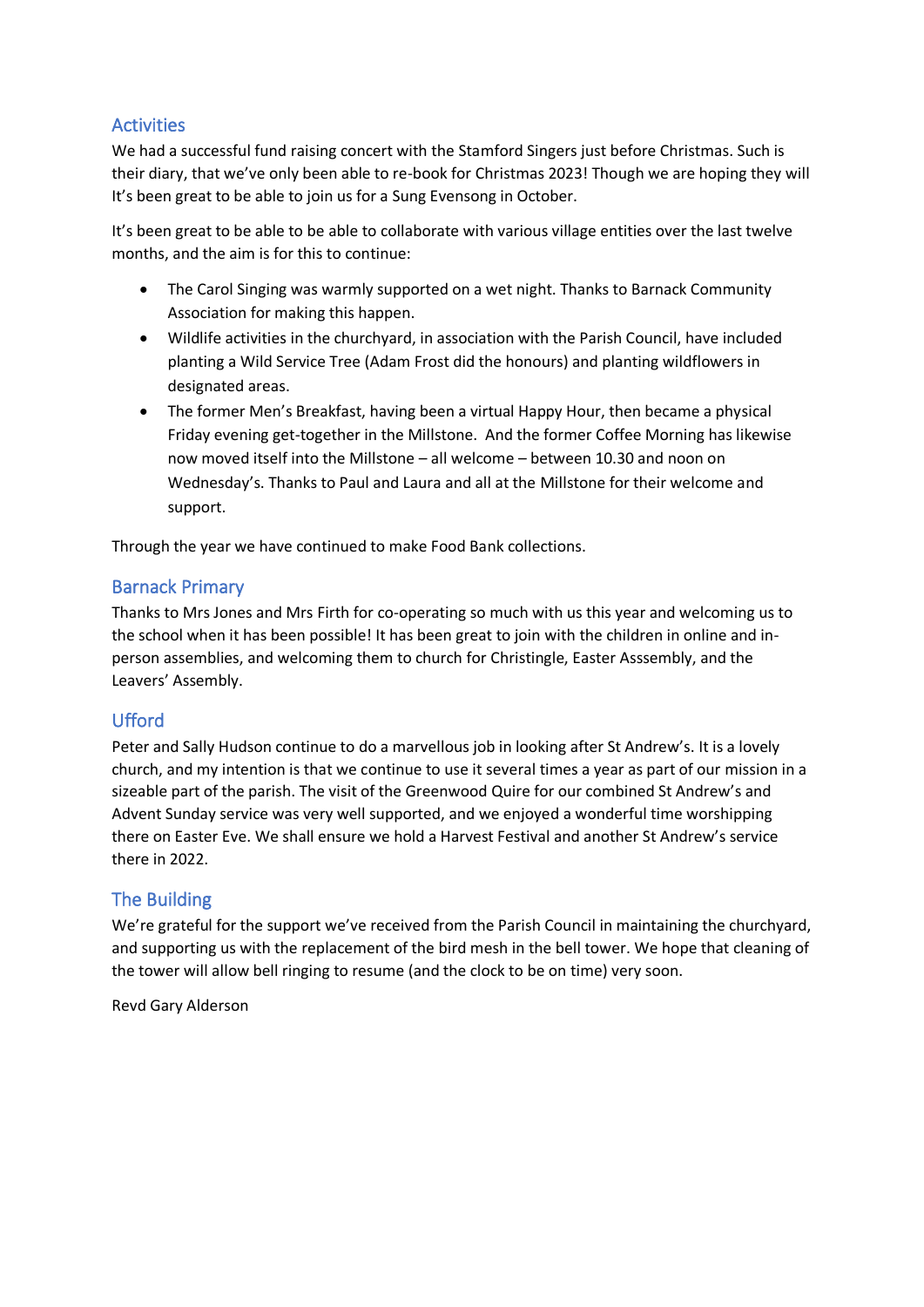## Activities

We had a successful fund raising concert with the Stamford Singers just before Christmas. Such is their diary, that we've only been able to re-book for Christmas 2023! Though we are hoping they will It's been great to be able to join us for a Sung Evensong in October.

It's been great to be able to be able to collaborate with various village entities over the last twelve months, and the aim is for this to continue:

- The Carol Singing was warmly supported on a wet night. Thanks to Barnack Community Association for making this happen.
- Wildlife activities in the churchyard, in association with the Parish Council, have included planting a Wild Service Tree (Adam Frost did the honours) and planting wildflowers in designated areas.
- The former Men's Breakfast, having been a virtual Happy Hour, then became a physical Friday evening get-together in the Millstone. And the former Coffee Morning has likewise now moved itself into the Millstone – all welcome – between 10.30 and noon on Wednesday's. Thanks to Paul and Laura and all at the Millstone for their welcome and support.

Through the year we have continued to make Food Bank collections.

## Barnack Primary

Thanks to Mrs Jones and Mrs Firth for co-operating so much with us this year and welcoming us to the school when it has been possible! It has been great to join with the children in online and in-person assemblies, and welcoming them to church for Christingle, Easter Asssembly, and the Leavers' Assembly.

## Ufford

Peter and Sally Hudson continue to do a marvellous job in looking after St Andrew's. It is a lovely church, and my intention is that we continue to use it several times a year as part of our mission in a sizeable part of the parish. The visit of the Greenwood Quire for our combined St Andrew's and Advent Sunday service was very well supported, and we enjoyed a wonderful time worshipping there on Easter Eve. We shall ensure we hold a Harvest Festival and another St Andrew's service there in 2022.

## The Building

We're grateful for the support we've received from the Parish Council in maintaining the churchyard, and supporting us with the replacement of the bird mesh in the bell tower. We hope that cleaning of the tower will allow bell ringing to resume (and the clock to be on time) very soon.

Revd Gary Alderson